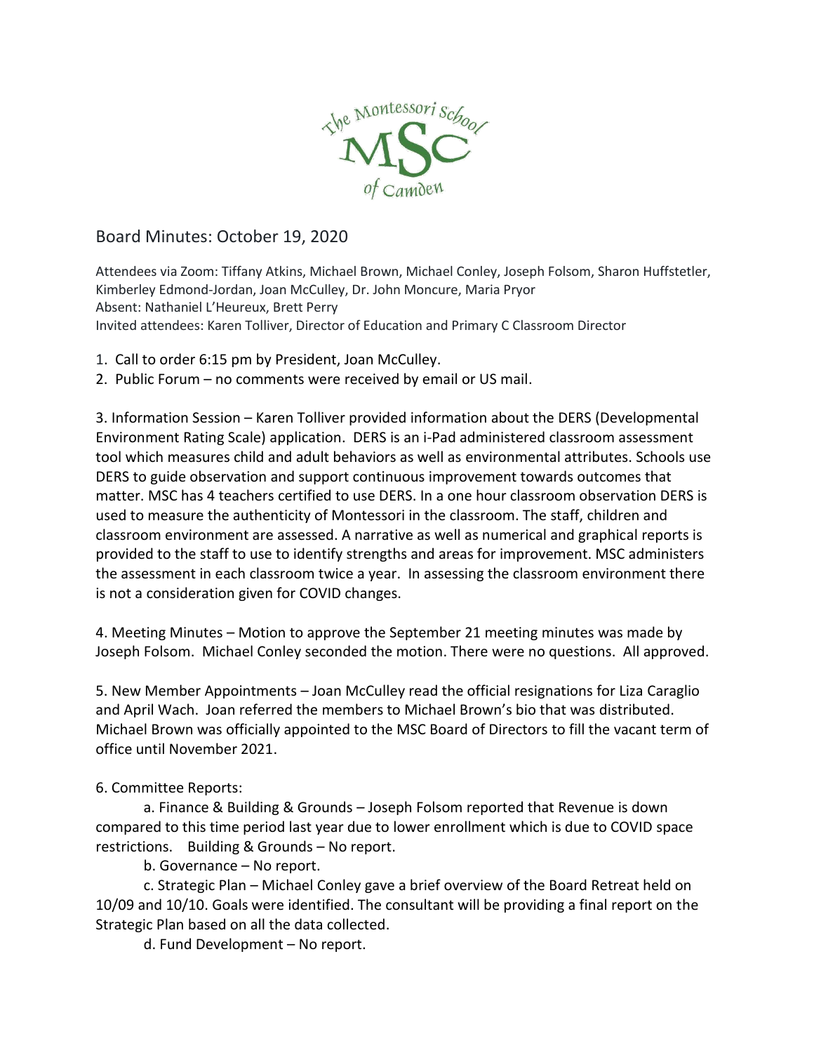The Montessori School

MSC

of Camden

# Board Minutes: October 19, 2020

Attendees via Zoom: Tiffany Atkins, Michael Brown, Michael Conley, Joseph Folsom, Sharon Huffstetler, Kimberley Edmond-Jordan, Joan McCulley, Dr. John Moncure, Maria Pryor
Absent: Nathaniel L'Heureux, Brett Perry
Invited attendees: Karen Tolliver, Director of Education and Primary C Classroom Director

1. Call to order 6:15 pm by President, Joan McCulley.
2. Public Forum – no comments were received by email or US mail.

3. Information Session – Karen Tolliver provided information about the DERS (Developmental Environment Rating Scale) application. DERS is an i-Pad administered classroom assessment tool which measures child and adult behaviors as well as environmental attributes. Schools use DERS to guide observation and support continuous improvement towards outcomes that matter. MSC has 4 teachers certified to use DERS. In a one hour classroom observation DERS is used to measure the authenticity of Montessori in the classroom. The staff, children and classroom environment are assessed. A narrative as well as numerical and graphical reports is provided to the staff to use to identify strengths and areas for improvement. MSC administers the assessment in each classroom twice a year. In assessing the classroom environment there is not a consideration given for COVID changes.

4. Meeting Minutes – Motion to approve the September 21 meeting minutes was made by Joseph Folsom. Michael Conley seconded the motion. There were no questions. All approved.

5. New Member Appointments – Joan McCulley read the official resignations for Liza Caraglio and April Wach. Joan referred the members to Michael Brown's bio that was distributed. Michael Brown was officially appointed to the MSC Board of Directors to fill the vacant term of office until November 2021.

6. Committee Reports:

a. Finance & Building & Grounds – Joseph Folsom reported that Revenue is down compared to this time period last year due to lower enrollment which is due to COVID space restrictions. Building & Grounds – No report.

b. Governance – No report.

c. Strategic Plan – Michael Conley gave a brief overview of the Board Retreat held on 10/09 and 10/10. Goals were identified. The consultant will be providing a final report on the Strategic Plan based on all the data collected.

d. Fund Development – No report.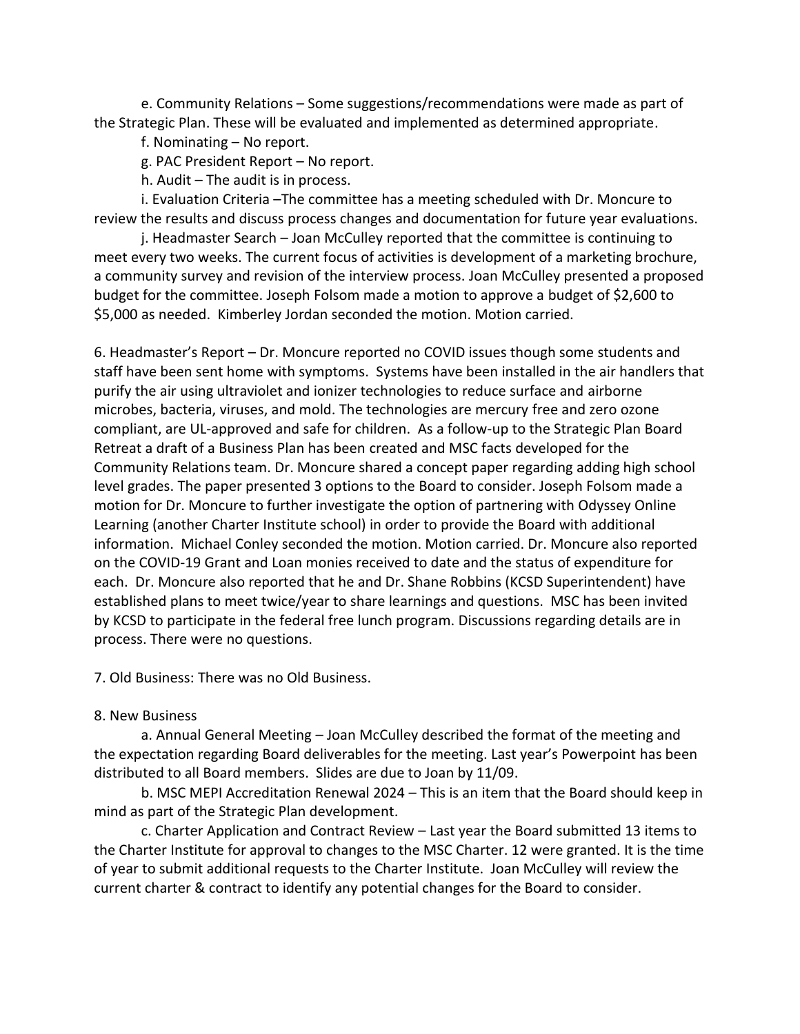e. Community Relations – Some suggestions/recommendations were made as part of the Strategic Plan. These will be evaluated and implemented as determined appropriate.

f. Nominating – No report.

g. PAC President Report – No report.

h. Audit – The audit is in process.

i. Evaluation Criteria –The committee has a meeting scheduled with Dr. Moncure to review the results and discuss process changes and documentation for future year evaluations.

j. Headmaster Search – Joan McCulley reported that the committee is continuing to meet every two weeks. The current focus of activities is development of a marketing brochure, a community survey and revision of the interview process. Joan McCulley presented a proposed budget for the committee. Joseph Folsom made a motion to approve a budget of $2,600 to $5,000 as needed. Kimberley Jordan seconded the motion. Motion carried.

6. Headmaster's Report – Dr. Moncure reported no COVID issues though some students and staff have been sent home with symptoms. Systems have been installed in the air handlers that purify the air using ultraviolet and ionizer technologies to reduce surface and airborne microbes, bacteria, viruses, and mold. The technologies are mercury free and zero ozone compliant, are UL-approved and safe for children. As a follow-up to the Strategic Plan Board Retreat a draft of a Business Plan has been created and MSC facts developed for the Community Relations team. Dr. Moncure shared a concept paper regarding adding high school level grades. The paper presented 3 options to the Board to consider. Joseph Folsom made a motion for Dr. Moncure to further investigate the option of partnering with Odyssey Online Learning (another Charter Institute school) in order to provide the Board with additional information. Michael Conley seconded the motion. Motion carried. Dr. Moncure also reported on the COVID-19 Grant and Loan monies received to date and the status of expenditure for each. Dr. Moncure also reported that he and Dr. Shane Robbins (KCSD Superintendent) have established plans to meet twice/year to share learnings and questions. MSC has been invited by KCSD to participate in the federal free lunch program. Discussions regarding details are in process. There were no questions.

7. Old Business: There was no Old Business.

8. New Business

a. Annual General Meeting – Joan McCulley described the format of the meeting and the expectation regarding Board deliverables for the meeting. Last year's Powerpoint has been distributed to all Board members. Slides are due to Joan by 11/09.

b. MSC MEPI Accreditation Renewal 2024 – This is an item that the Board should keep in mind as part of the Strategic Plan development.

c. Charter Application and Contract Review – Last year the Board submitted 13 items to the Charter Institute for approval to changes to the MSC Charter. 12 were granted. It is the time of year to submit additional requests to the Charter Institute. Joan McCulley will review the current charter & contract to identify any potential changes for the Board to consider.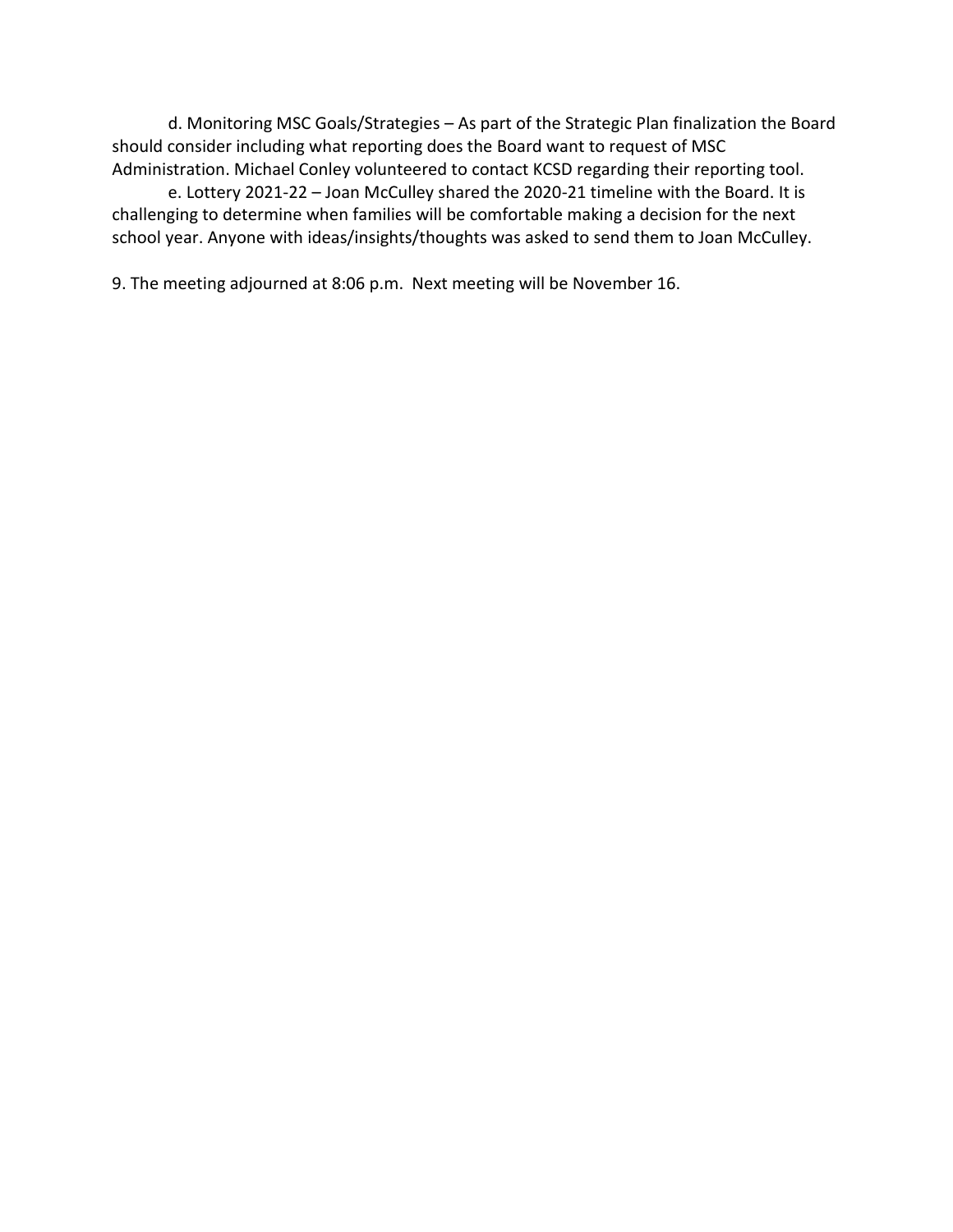d. Monitoring MSC Goals/Strategies – As part of the Strategic Plan finalization the Board should consider including what reporting does the Board want to request of MSC Administration. Michael Conley volunteered to contact KCSD regarding their reporting tool.

e. Lottery 2021-22 – Joan McCulley shared the 2020-21 timeline with the Board. It is challenging to determine when families will be comfortable making a decision for the next school year. Anyone with ideas/insights/thoughts was asked to send them to Joan McCulley.

9. The meeting adjourned at 8:06 p.m. Next meeting will be November 16.